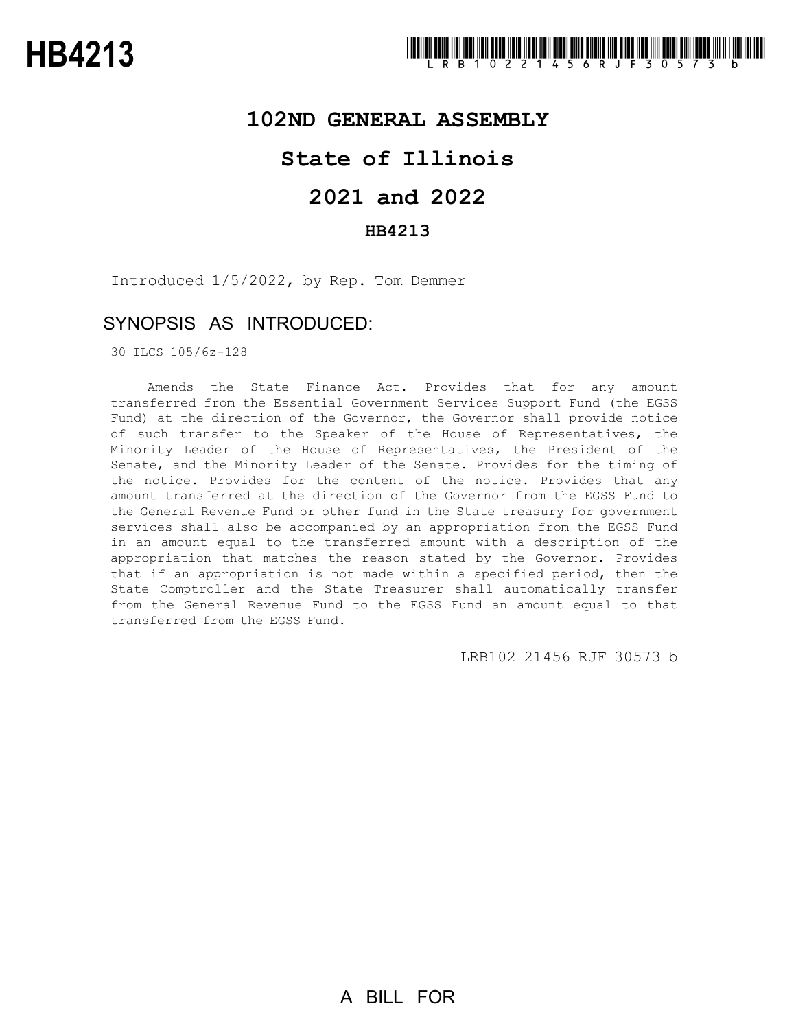# HB4213

LRB102 21456 RJF 30573 b

## 102ND GENERAL ASSEMBLY

## State of Illinois

## 2021 and 2022

### HB4213

Introduced 1/5/2022, by Rep. Tom Demmer

### SYNOPSIS AS INTRODUCED:

30 ILCS 105/6z-128

Amends the State Finance Act. Provides that for any amount transferred from the Essential Government Services Support Fund (the EGSS Fund) at the direction of the Governor, the Governor shall provide notice of such transfer to the Speaker of the House of Representatives, the Minority Leader of the House of Representatives, the President of the Senate, and the Minority Leader of the Senate. Provides for the timing of the notice. Provides for the content of the notice. Provides that any amount transferred at the direction of the Governor from the EGSS Fund to the General Revenue Fund or other fund in the State treasury for government services shall also be accompanied by an appropriation from the EGSS Fund in an amount equal to the transferred amount with a description of the appropriation that matches the reason stated by the Governor. Provides that if an appropriation is not made within a specified period, then the State Comptroller and the State Treasurer shall automatically transfer from the General Revenue Fund to the EGSS Fund an amount equal to that transferred from the EGSS Fund.

LRB102 21456 RJF 30573 b

A BILL FOR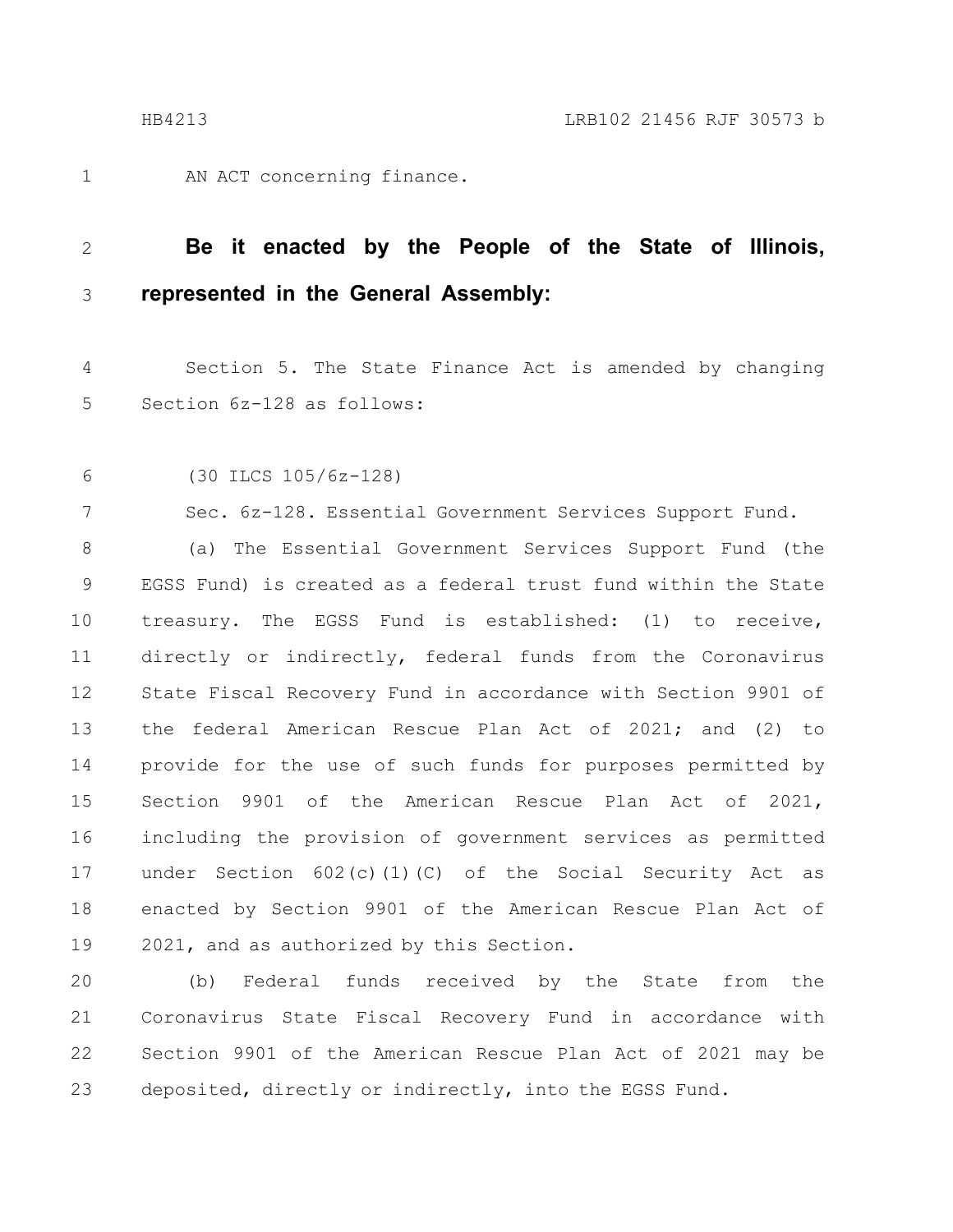AN ACT concerning finance.

**Be it enacted by the People of the State of Illinois, represented in the General Assembly:**

Section 5. The State Finance Act is amended by changing Section 6z-128 as follows:

(30 ILCS 105/6z-128)

Sec. 6z-128. Essential Government Services Support Fund.

(a) The Essential Government Services Support Fund (the EGSS Fund) is created as a federal trust fund within the State treasury. The EGSS Fund is established: (1) to receive, directly or indirectly, federal funds from the Coronavirus State Fiscal Recovery Fund in accordance with Section 9901 of the federal American Rescue Plan Act of 2021; and (2) to provide for the use of such funds for purposes permitted by Section 9901 of the American Rescue Plan Act of 2021, including the provision of government services as permitted under Section 602(c)(1)(C) of the Social Security Act as enacted by Section 9901 of the American Rescue Plan Act of 2021, and as authorized by this Section.

(b) Federal funds received by the State from the Coronavirus State Fiscal Recovery Fund in accordance with Section 9901 of the American Rescue Plan Act of 2021 may be deposited, directly or indirectly, into the EGSS Fund.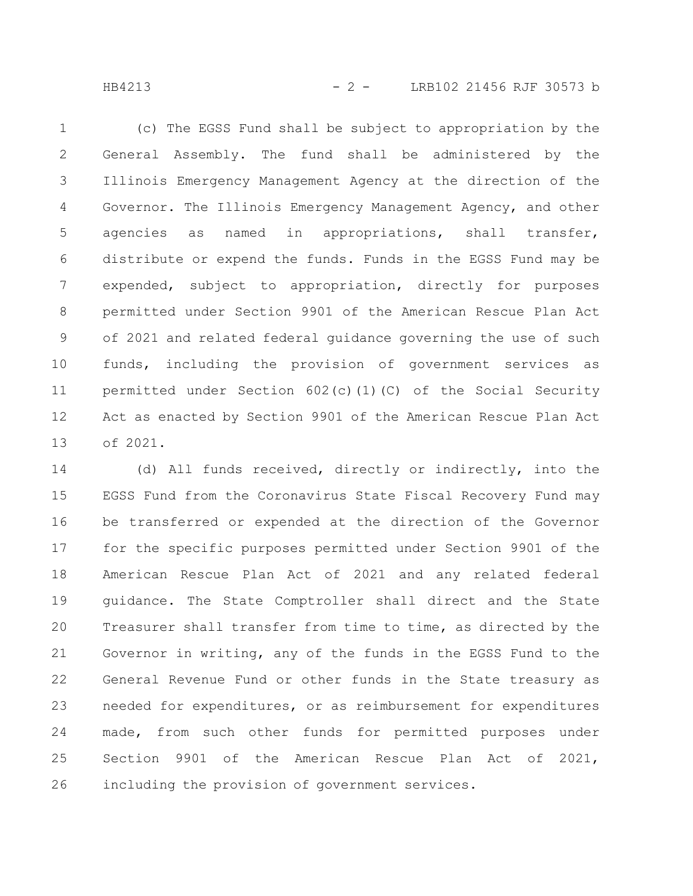(c) The EGSS Fund shall be subject to appropriation by the General Assembly. The fund shall be administered by the Illinois Emergency Management Agency at the direction of the Governor. The Illinois Emergency Management Agency, and other agencies as named in appropriations, shall transfer, distribute or expend the funds. Funds in the EGSS Fund may be expended, subject to appropriation, directly for purposes permitted under Section 9901 of the American Rescue Plan Act of 2021 and related federal guidance governing the use of such funds, including the provision of government services as permitted under Section 602(c)(1)(C) of the Social Security Act as enacted by Section 9901 of the American Rescue Plan Act of 2021.

(d) All funds received, directly or indirectly, into the EGSS Fund from the Coronavirus State Fiscal Recovery Fund may be transferred or expended at the direction of the Governor for the specific purposes permitted under Section 9901 of the American Rescue Plan Act of 2021 and any related federal guidance. The State Comptroller shall direct and the State Treasurer shall transfer from time to time, as directed by the Governor in writing, any of the funds in the EGSS Fund to the General Revenue Fund or other funds in the State treasury as needed for expenditures, or as reimbursement for expenditures made, from such other funds for permitted purposes under Section 9901 of the American Rescue Plan Act of 2021, including the provision of government services.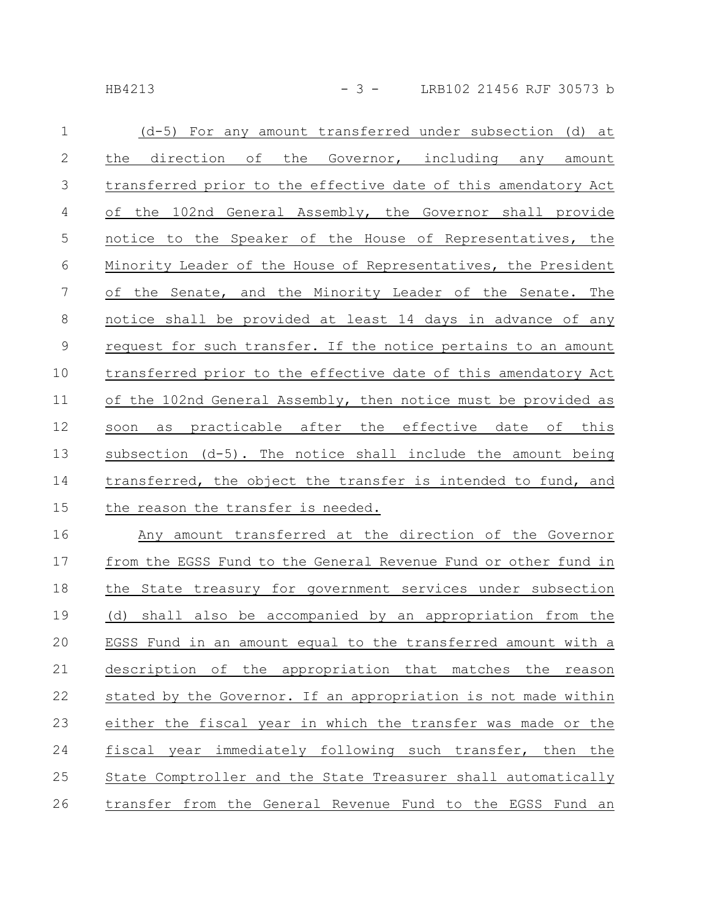(d-5) For any amount transferred under subsection (d) at the direction of the Governor, including any amount transferred prior to the effective date of this amendatory Act of the 102nd General Assembly, the Governor shall provide notice to the Speaker of the House of Representatives, the Minority Leader of the House of Representatives, the President of the Senate, and the Minority Leader of the Senate. The notice shall be provided at least 14 days in advance of any request for such transfer. If the notice pertains to an amount transferred prior to the effective date of this amendatory Act of the 102nd General Assembly, then notice must be provided as soon as practicable after the effective date of this subsection (d-5). The notice shall include the amount being transferred, the object the transfer is intended to fund, and the reason the transfer is needed.

Any amount transferred at the direction of the Governor from the EGSS Fund to the General Revenue Fund or other fund in the State treasury for government services under subsection (d) shall also be accompanied by an appropriation from the EGSS Fund in an amount equal to the transferred amount with a description of the appropriation that matches the reason stated by the Governor. If an appropriation is not made within either the fiscal year in which the transfer was made or the fiscal year immediately following such transfer, then the State Comptroller and the State Treasurer shall automatically transfer from the General Revenue Fund to the EGSS Fund an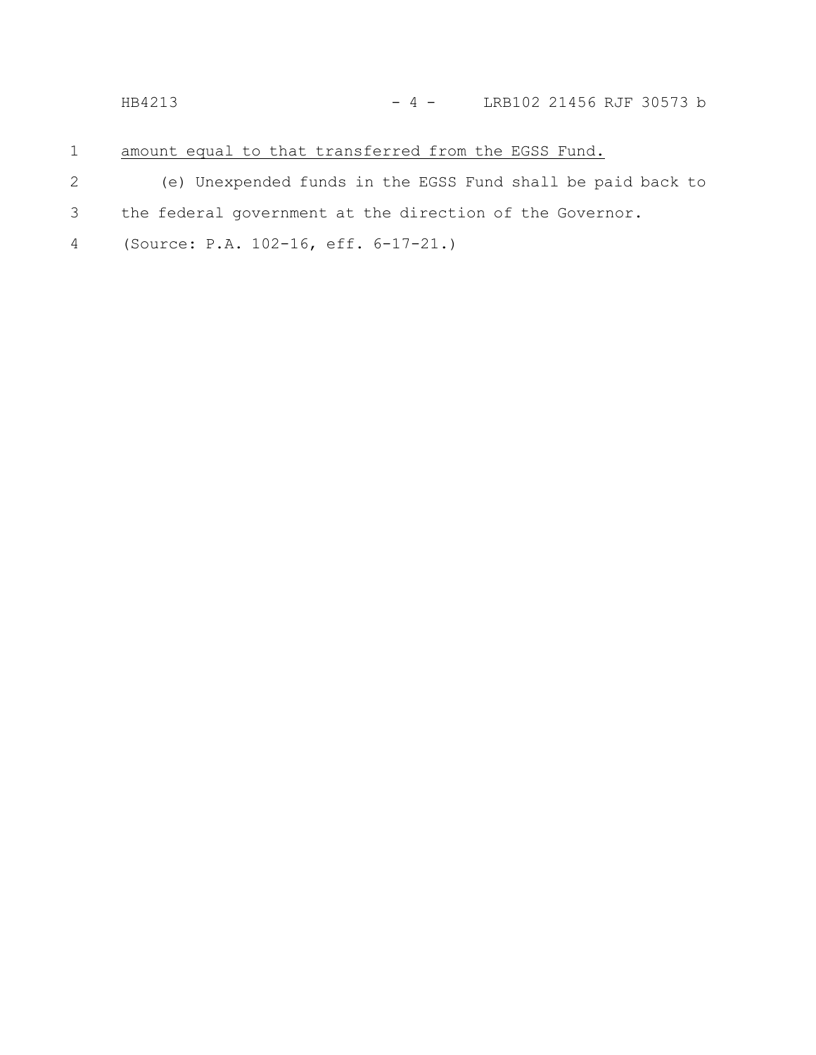amount equal to that transferred from the EGSS Fund.

(e) Unexpended funds in the EGSS Fund shall be paid back to the federal government at the direction of the Governor.

(Source: P.A. 102-16, eff. 6-17-21.)